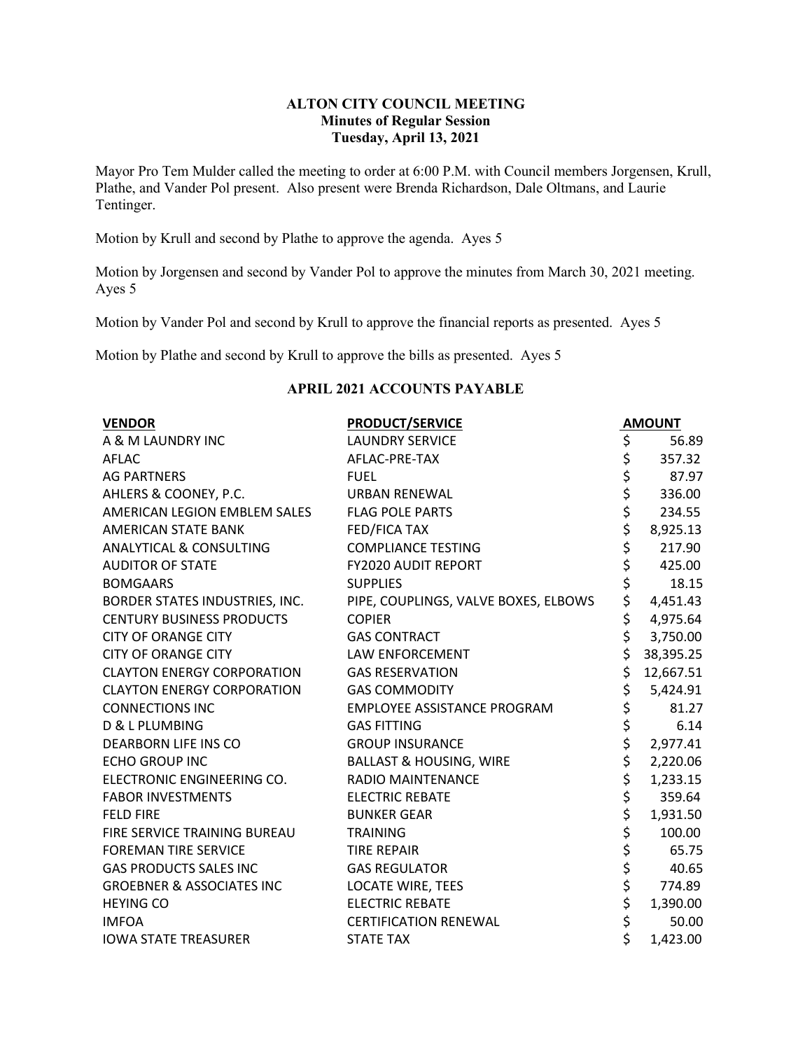**ALTON CITY COUNCIL MEETING**
**Minutes of Regular Session**
**Tuesday, April 13, 2021**

Mayor Pro Tem Mulder called the meeting to order at 6:00 P.M. with Council members Jorgensen, Krull, Plathe, and Vander Pol present. Also present were Brenda Richardson, Dale Oltmans, and Laurie Tentinger.

Motion by Krull and second by Plathe to approve the agenda. Ayes 5

Motion by Jorgensen and second by Vander Pol to approve the minutes from March 30, 2021 meeting. Ayes 5

Motion by Vander Pol and second by Krull to approve the financial reports as presented. Ayes 5

Motion by Plathe and second by Krull to approve the bills as presented. Ayes 5

**APRIL 2021 ACCOUNTS PAYABLE**

| VENDOR | PRODUCT/SERVICE | AMOUNT |
|---|---|---|
| A & M LAUNDRY INC | LAUNDRY SERVICE | $ 56.89 |
| AFLAC | AFLAC-PRE-TAX | $ 357.32 |
| AG PARTNERS | FUEL | $ 87.97 |
| AHLERS & COONEY, P.C. | URBAN RENEWAL | $ 336.00 |
| AMERICAN LEGION EMBLEM SALES | FLAG POLE PARTS | $ 234.55 |
| AMERICAN STATE BANK | FED/FICA TAX | $ 8,925.13 |
| ANALYTICAL & CONSULTING | COMPLIANCE TESTING | $ 217.90 |
| AUDITOR OF STATE | FY2020 AUDIT REPORT | $ 425.00 |
| BOMGAARS | SUPPLIES | $ 18.15 |
| BORDER STATES INDUSTRIES, INC. | PIPE, COUPLINGS, VALVE BOXES, ELBOWS | $ 4,451.43 |
| CENTURY BUSINESS PRODUCTS | COPIER | $ 4,975.64 |
| CITY OF ORANGE CITY | GAS CONTRACT | $ 3,750.00 |
| CITY OF ORANGE CITY | LAW ENFORCEMENT | $ 38,395.25 |
| CLAYTON ENERGY CORPORATION | GAS RESERVATION | $ 12,667.51 |
| CLAYTON ENERGY CORPORATION | GAS COMMODITY | $ 5,424.91 |
| CONNECTIONS INC | EMPLOYEE ASSISTANCE PROGRAM | $ 81.27 |
| D & L PLUMBING | GAS FITTING | $ 6.14 |
| DEARBORN LIFE INS CO | GROUP INSURANCE | $ 2,977.41 |
| ECHO GROUP INC | BALLAST & HOUSING, WIRE | $ 2,220.06 |
| ELECTRONIC ENGINEERING CO. | RADIO MAINTENANCE | $ 1,233.15 |
| FABOR INVESTMENTS | ELECTRIC REBATE | $ 359.64 |
| FELD FIRE | BUNKER GEAR | $ 1,931.50 |
| FIRE SERVICE TRAINING BUREAU | TRAINING | $ 100.00 |
| FOREMAN TIRE SERVICE | TIRE REPAIR | $ 65.75 |
| GAS PRODUCTS SALES INC | GAS REGULATOR | $ 40.65 |
| GROEBNER & ASSOCIATES INC | LOCATE WIRE, TEES | $ 774.89 |
| HEYING CO | ELECTRIC REBATE | $ 1,390.00 |
| IMFOA | CERTIFICATION RENEWAL | $ 50.00 |
| IOWA STATE TREASURER | STATE TAX | $ 1,423.00 |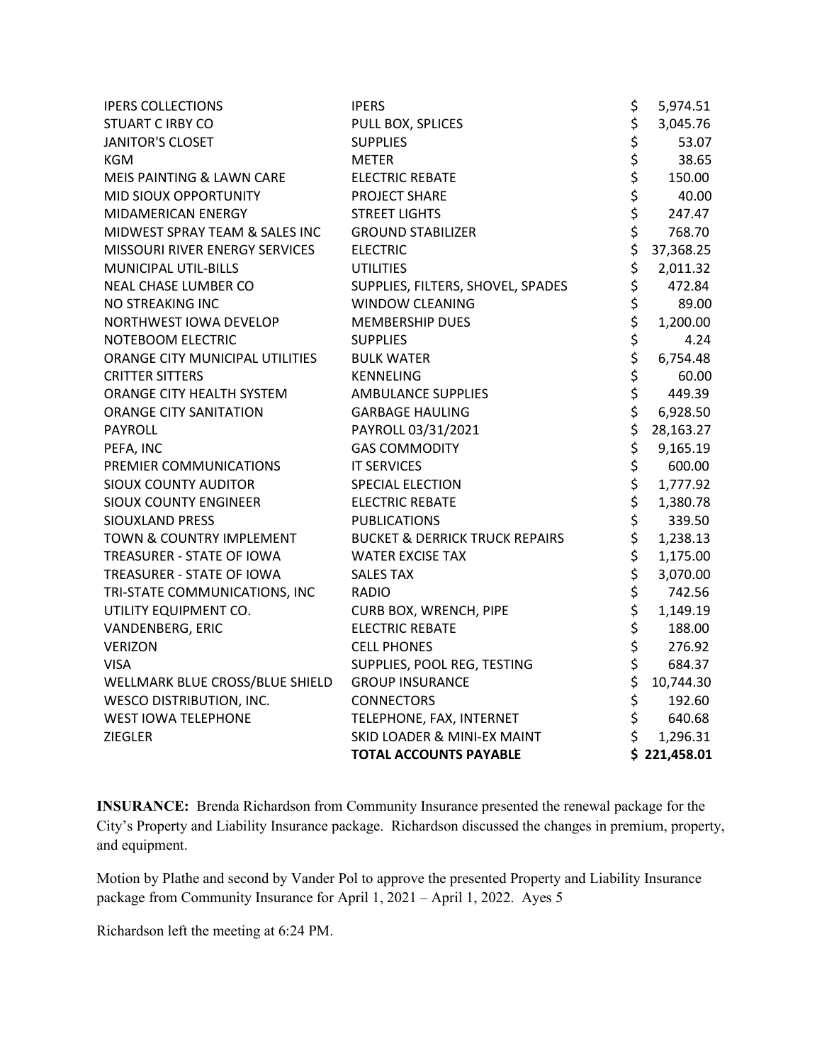| | | |
|---|---|---|
| IPERS COLLECTIONS | IPERS | $ 5,974.51 |
| STUART C IRBY CO | PULL BOX, SPLICES | $ 3,045.76 |
| JANITOR'S CLOSET | SUPPLIES | $ 53.07 |
| KGM | METER | $ 38.65 |
| MEIS PAINTING & LAWN CARE | ELECTRIC REBATE | $ 150.00 |
| MID SIOUX OPPORTUNITY | PROJECT SHARE | $ 40.00 |
| MIDAMERICAN ENERGY | STREET LIGHTS | $ 247.47 |
| MIDWEST SPRAY TEAM & SALES INC | GROUND STABILIZER | $ 768.70 |
| MISSOURI RIVER ENERGY SERVICES | ELECTRIC | $ 37,368.25 |
| MUNICIPAL UTIL-BILLS | UTILITIES | $ 2,011.32 |
| NEAL CHASE LUMBER CO | SUPPLIES, FILTERS, SHOVEL, SPADES | $ 472.84 |
| NO STREAKING INC | WINDOW CLEANING | $ 89.00 |
| NORTHWEST IOWA DEVELOP | MEMBERSHIP DUES | $ 1,200.00 |
| NOTEBOOM ELECTRIC | SUPPLIES | $ 4.24 |
| ORANGE CITY MUNICIPAL UTILITIES | BULK WATER | $ 6,754.48 |
| CRITTER SITTERS | KENNELING | $ 60.00 |
| ORANGE CITY HEALTH SYSTEM | AMBULANCE SUPPLIES | $ 449.39 |
| ORANGE CITY SANITATION | GARBAGE HAULING | $ 6,928.50 |
| PAYROLL | PAYROLL 03/31/2021 | $ 28,163.27 |
| PEFA, INC | GAS COMMODITY | $ 9,165.19 |
| PREMIER COMMUNICATIONS | IT SERVICES | $ 600.00 |
| SIOUX COUNTY AUDITOR | SPECIAL ELECTION | $ 1,777.92 |
| SIOUX COUNTY ENGINEER | ELECTRIC REBATE | $ 1,380.78 |
| SIOUXLAND PRESS | PUBLICATIONS | $ 339.50 |
| TOWN & COUNTRY IMPLEMENT | BUCKET & DERRICK TRUCK REPAIRS | $ 1,238.13 |
| TREASURER - STATE OF IOWA | WATER EXCISE TAX | $ 1,175.00 |
| TREASURER - STATE OF IOWA | SALES TAX | $ 3,070.00 |
| TRI-STATE COMMUNICATIONS, INC | RADIO | $ 742.56 |
| UTILITY EQUIPMENT CO. | CURB BOX, WRENCH, PIPE | $ 1,149.19 |
| VANDENBERG, ERIC | ELECTRIC REBATE | $ 188.00 |
| VERIZON | CELL PHONES | $ 276.92 |
| VISA | SUPPLIES, POOL REG, TESTING | $ 684.37 |
| WELLMARK BLUE CROSS/BLUE SHIELD | GROUP INSURANCE | $ 10,744.30 |
| WESCO DISTRIBUTION, INC. | CONNECTORS | $ 192.60 |
| WEST IOWA TELEPHONE | TELEPHONE, FAX, INTERNET | $ 640.68 |
| ZIEGLER | SKID LOADER & MINI-EX MAINT | $ 1,296.31 |
| | **TOTAL ACCOUNTS PAYABLE** | **$ 221,458.01** |

**INSURANCE:** Brenda Richardson from Community Insurance presented the renewal package for the City's Property and Liability Insurance package. Richardson discussed the changes in premium, property, and equipment.

Motion by Plathe and second by Vander Pol to approve the presented Property and Liability Insurance package from Community Insurance for April 1, 2021 – April 1, 2022. Ayes 5

Richardson left the meeting at 6:24 PM.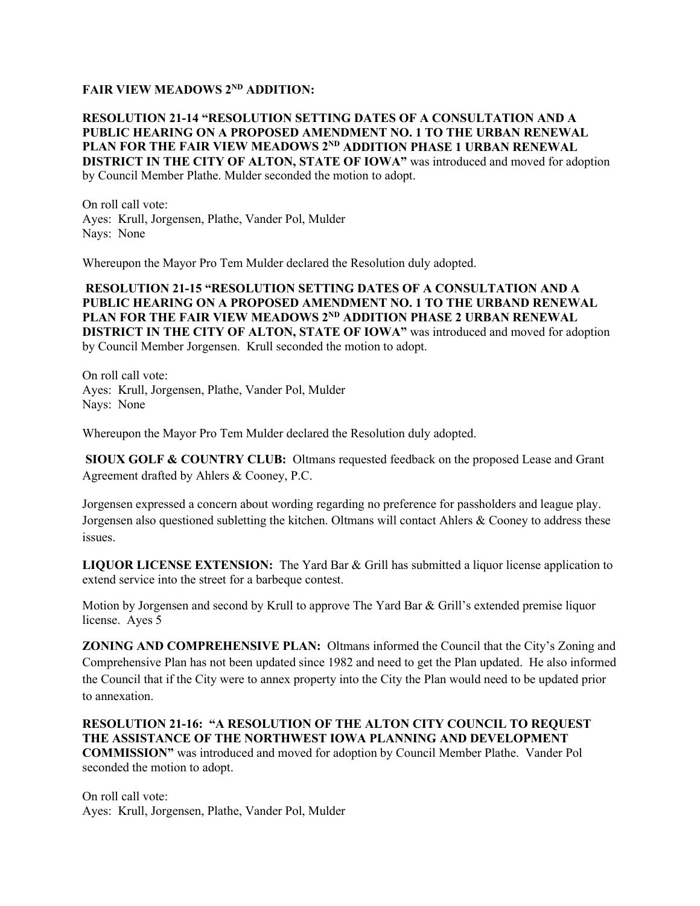**FAIR VIEW MEADOWS 2ND ADDITION:**

**RESOLUTION 21-14 "RESOLUTION SETTING DATES OF A CONSULTATION AND A PUBLIC HEARING ON A PROPOSED AMENDMENT NO. 1 TO THE URBAN RENEWAL PLAN FOR THE FAIR VIEW MEADOWS 2ND ADDITION PHASE 1 URBAN RENEWAL DISTRICT IN THE CITY OF ALTON, STATE OF IOWA"** was introduced and moved for adoption by Council Member Plathe. Mulder seconded the motion to adopt.

On roll call vote:
Ayes: Krull, Jorgensen, Plathe, Vander Pol, Mulder
Nays: None

Whereupon the Mayor Pro Tem Mulder declared the Resolution duly adopted.

**RESOLUTION 21-15 "RESOLUTION SETTING DATES OF A CONSULTATION AND A PUBLIC HEARING ON A PROPOSED AMENDMENT NO. 1 TO THE URBAND RENEWAL PLAN FOR THE FAIR VIEW MEADOWS 2ND ADDITION PHASE 2 URBAN RENEWAL DISTRICT IN THE CITY OF ALTON, STATE OF IOWA"** was introduced and moved for adoption by Council Member Jorgensen. Krull seconded the motion to adopt.

On roll call vote:
Ayes: Krull, Jorgensen, Plathe, Vander Pol, Mulder
Nays: None

Whereupon the Mayor Pro Tem Mulder declared the Resolution duly adopted.

**SIOUX GOLF & COUNTRY CLUB:** Oltmans requested feedback on the proposed Lease and Grant Agreement drafted by Ahlers & Cooney, P.C.

Jorgensen expressed a concern about wording regarding no preference for passholders and league play. Jorgensen also questioned subletting the kitchen. Oltmans will contact Ahlers & Cooney to address these issues.

**LIQUOR LICENSE EXTENSION:** The Yard Bar & Grill has submitted a liquor license application to extend service into the street for a barbeque contest.

Motion by Jorgensen and second by Krull to approve The Yard Bar & Grill's extended premise liquor license. Ayes 5

**ZONING AND COMPREHENSIVE PLAN:** Oltmans informed the Council that the City's Zoning and Comprehensive Plan has not been updated since 1982 and need to get the Plan updated. He also informed the Council that if the City were to annex property into the City the Plan would need to be updated prior to annexation.

**RESOLUTION 21-16: "A RESOLUTION OF THE ALTON CITY COUNCIL TO REQUEST THE ASSISTANCE OF THE NORTHWEST IOWA PLANNING AND DEVELOPMENT COMMISSION"** was introduced and moved for adoption by Council Member Plathe. Vander Pol seconded the motion to adopt.

On roll call vote:
Ayes: Krull, Jorgensen, Plathe, Vander Pol, Mulder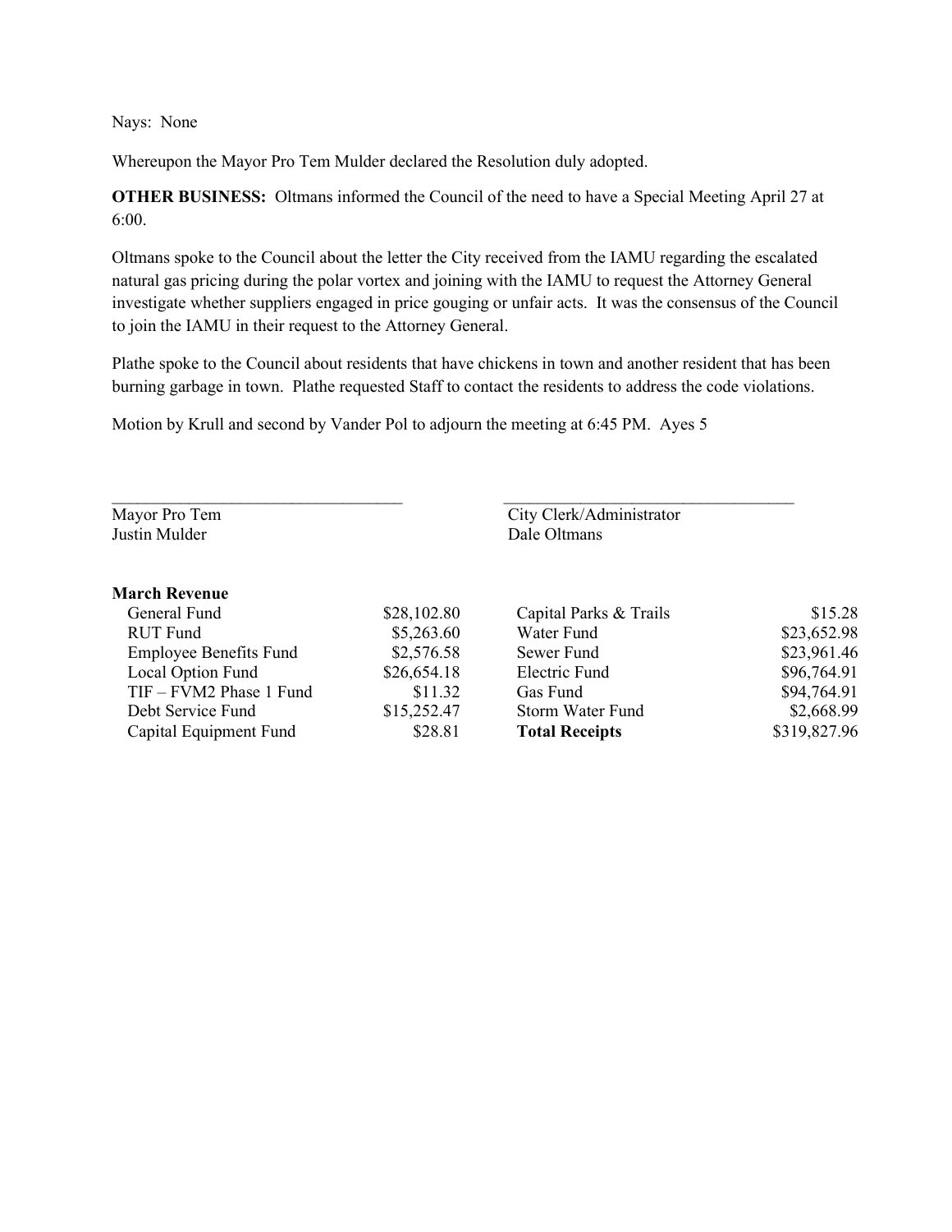Nays: None

Whereupon the Mayor Pro Tem Mulder declared the Resolution duly adopted.

**OTHER BUSINESS:** Oltmans informed the Council of the need to have a Special Meeting April 27 at 6:00.

Oltmans spoke to the Council about the letter the City received from the IAMU regarding the escalated natural gas pricing during the polar vortex and joining with the IAMU to request the Attorney General investigate whether suppliers engaged in price gouging or unfair acts. It was the consensus of the Council to join the IAMU in their request to the Attorney General.

Plathe spoke to the Council about residents that have chickens in town and another resident that has been burning garbage in town. Plathe requested Staff to contact the residents to address the code violations.

Motion by Krull and second by Vander Pol to adjourn the meeting at 6:45 PM. Ayes 5

\_\_\_\_\_\_\_\_\_\_\_\_\_\_\_\_\_\_\_\_\_\_\_\_\_\_\_\_\_\_\_\_\_\_\_
Mayor Pro Tem
Justin Mulder

\_\_\_\_\_\_\_\_\_\_\_\_\_\_\_\_\_\_\_\_\_\_\_\_\_\_\_\_\_\_\_\_\_\_\_
City Clerk/Administrator
Dale Oltmans

**March Revenue**

| | | | |
|---|---|---|---|
| General Fund | $28,102.80 | Capital Parks & Trails | $15.28 |
| RUT Fund | $5,263.60 | Water Fund | $23,652.98 |
| Employee Benefits Fund | $2,576.58 | Sewer Fund | $23,961.46 |
| Local Option Fund | $26,654.18 | Electric Fund | $96,764.91 |
| TIF – FVM2 Phase 1 Fund | $11.32 | Gas Fund | $94,764.91 |
| Debt Service Fund | $15,252.47 | Storm Water Fund | $2,668.99 |
| Capital Equipment Fund | $28.81 | **Total Receipts** | $319,827.96 |